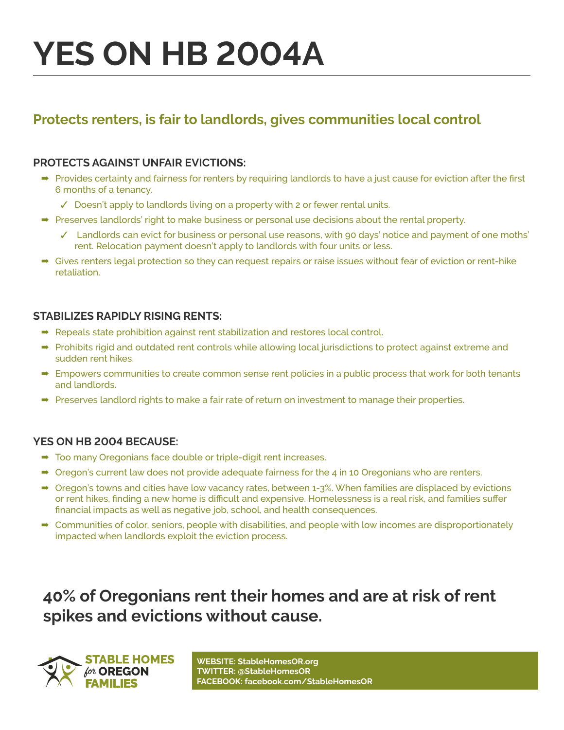# YES ON HB 2004A

## Protects renters, is fair to landlords, gives communities local control

### PROTECTS AGAINST UNFAIR EVICTIONS:

- Provides certainty and fairness for renters by requiring landlords to have a just cause for eviction after the first 6 months of a tenancy.
  - ✓ Doesn't apply to landlords living on a property with 2 or fewer rental units.
- Preserves landlords' right to make business or personal use decisions about the rental property.
  - ✓ Landlords can evict for business or personal use reasons, with 90 days' notice and payment of one moths' rent. Relocation payment doesn't apply to landlords with four units or less.
- Gives renters legal protection so they can request repairs or raise issues without fear of eviction or rent-hike retaliation.

### STABILIZES RAPIDLY RISING RENTS:

- Repeals state prohibition against rent stabilization and restores local control.
- Prohibits rigid and outdated rent controls while allowing local jurisdictions to protect against extreme and sudden rent hikes.
- Empowers communities to create common sense rent policies in a public process that work for both tenants and landlords.
- Preserves landlord rights to make a fair rate of return on investment to manage their properties.

### YES ON HB 2004 BECAUSE:

- Too many Oregonians face double or triple-digit rent increases.
- Oregon's current law does not provide adequate fairness for the 4 in 10 Oregonians who are renters.
- Oregon's towns and cities have low vacancy rates, between 1-3%. When families are displaced by evictions or rent hikes, finding a new home is difficult and expensive. Homelessness is a real risk, and families suffer financial impacts as well as negative job, school, and health consequences.
- Communities of color, seniors, people with disabilities, and people with low incomes are disproportionately impacted when landlords exploit the eviction process.

## 40% of Oregonians rent their homes and are at risk of rent spikes and evictions without cause.

**STABLE HOMES *for* OREGON FAMILIES**

**WEBSITE: StableHomesOR.org**
**TWITTER: @StableHomesOR**
**FACEBOOK: facebook.com/StableHomesOR**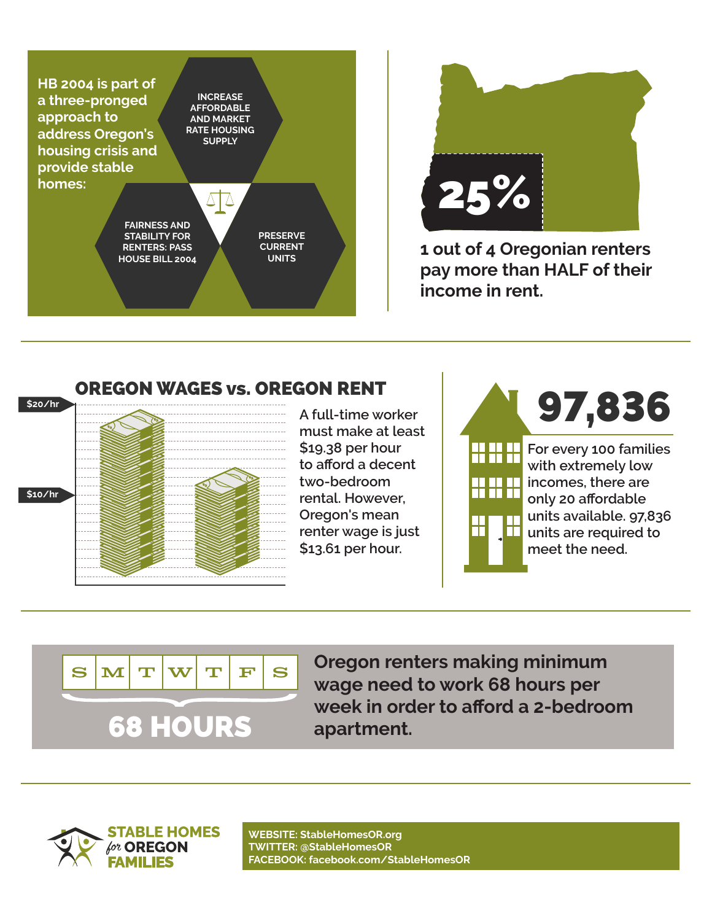HB 2004 is part of a three-pronged approach to address Oregon's housing crisis and provide stable homes:

- INCREASE AFFORDABLE AND MARKET RATE HOUSING SUPPLY
- FAIRNESS AND STABILITY FOR RENTERS: PASS HOUSE BILL 2004
- PRESERVE CURRENT UNITS

25%

**1 out of 4 Oregonian renters pay more than HALF of their income in rent.**

## OREGON WAGES vs. OREGON RENT

$20/hr

$10/hr

A full-time worker must make at least $19.38 per hour to afford a decent two-bedroom rental. However, Oregon's mean renter wage is just $13.61 per hour.

# 97,836

For every 100 families with extremely low incomes, there are only 20 affordable units available. 97,836 units are required to meet the need.

S M T W T F S

# 68 HOURS

**Oregon renters making minimum wage need to work 68 hours per week in order to afford a 2-bedroom apartment.**

STABLE HOMES for OREGON FAMILIES

WEBSITE: StableHomesOR.org
TWITTER: @StableHomesOR
FACEBOOK: facebook.com/StableHomesOR